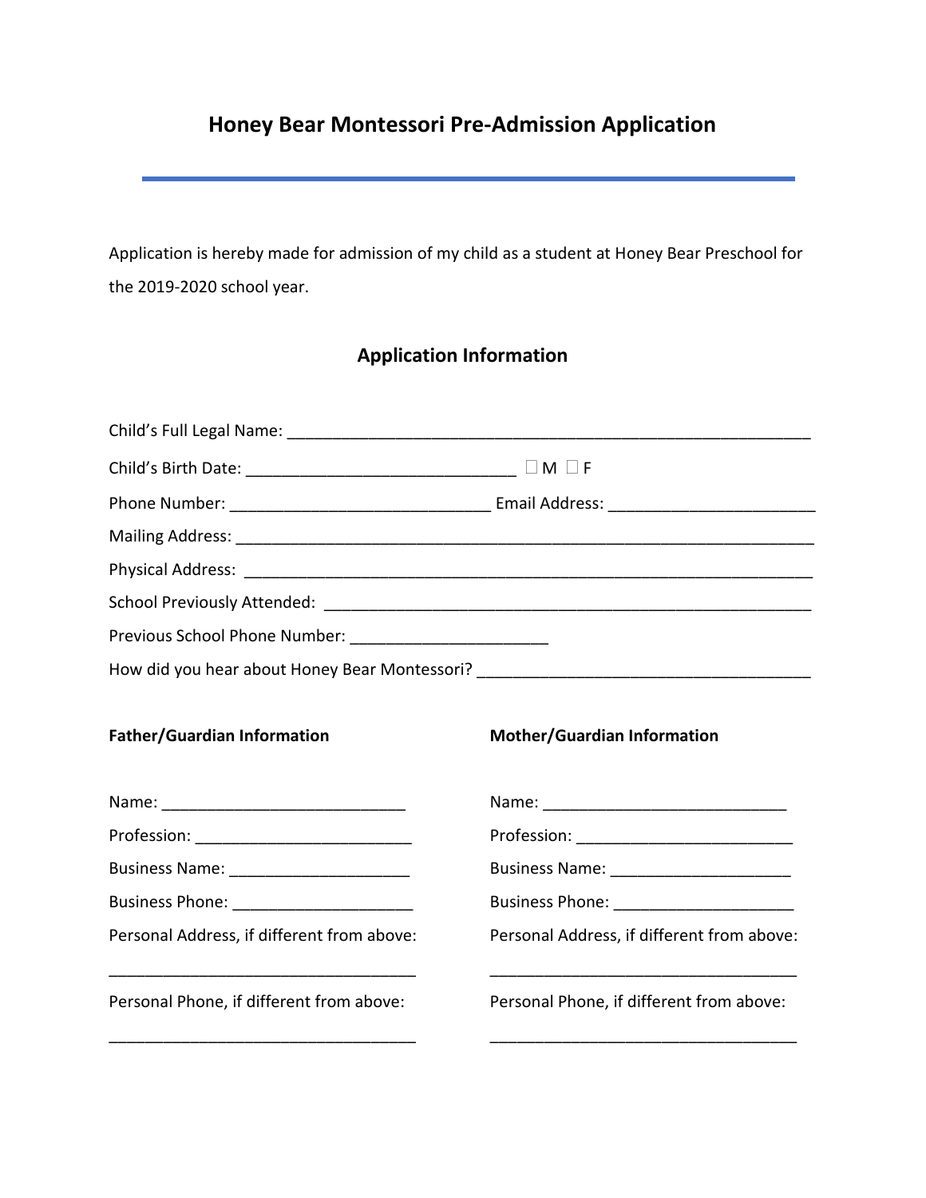# Honey Bear Montessori Pre-Admission Application

Application is hereby made for admission of my child as a student at Honey Bear Preschool for the 2019-2020 school year.

## Application Information

Child's Full Legal Name: ____________________________________________________________

Child's Birth Date: ______________________________ ☐ M ☐ F

Phone Number: _____________________________ Email Address: _______________________

Mailing Address: _______________________________________________________________

Physical Address: _______________________________________________________________

School Previously Attended: _____________________________________________________

Previous School Phone Number: ______________________

How did you hear about Honey Bear Montessori? _____________________________________

**Father/Guardian Information**

Name: ___________________________

Profession: ________________________

Business Name: ____________________

Business Phone: ____________________

Personal Address, if different from above:

__________________________________

Personal Phone, if different from above:

__________________________________

**Mother/Guardian Information**

Name: ___________________________

Profession: ________________________

Business Name: ____________________

Business Phone: ____________________

Personal Address, if different from above:

__________________________________

Personal Phone, if different from above:

__________________________________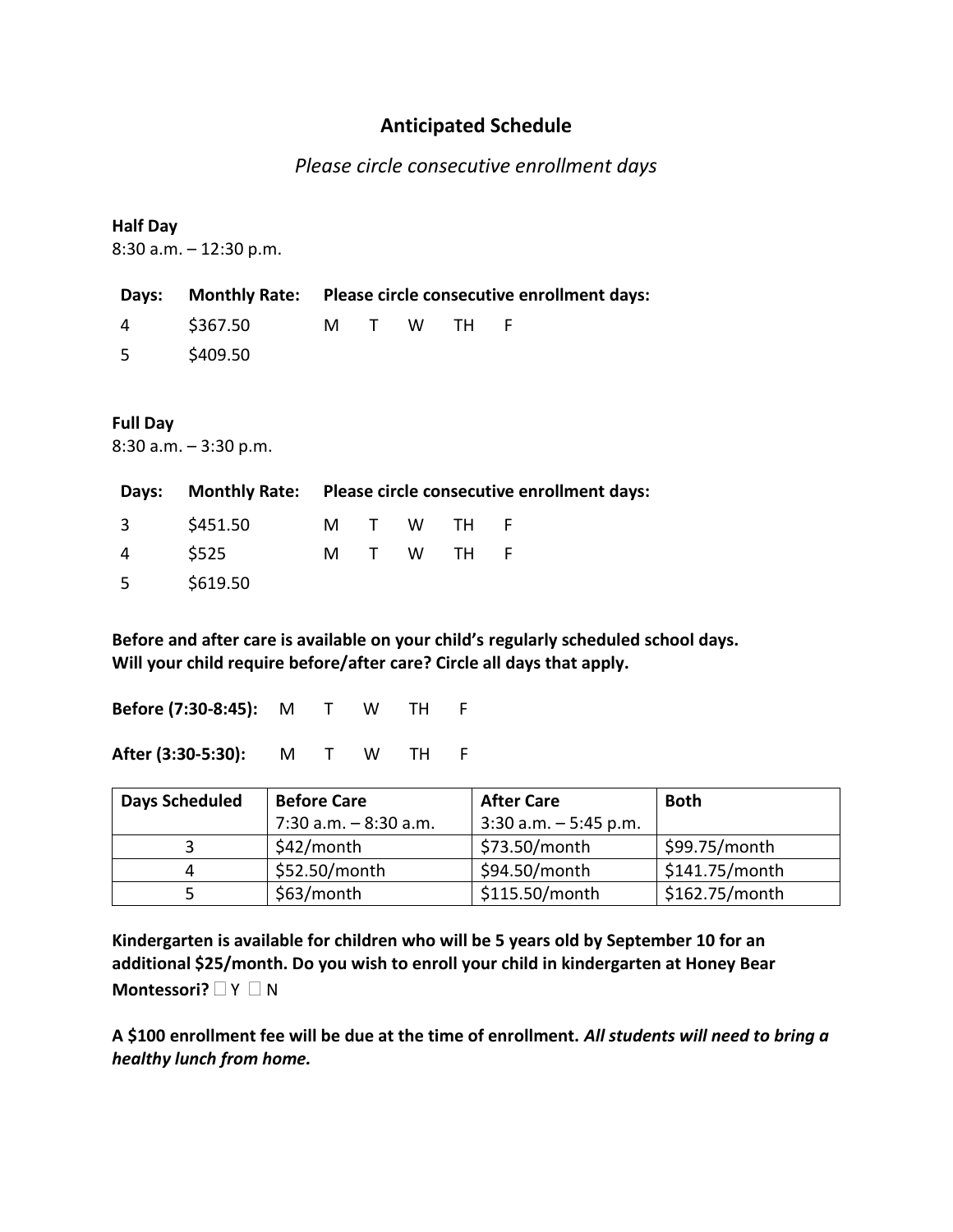## Anticipated Schedule

*Please circle consecutive enrollment days*

**Half Day**
8:30 a.m. – 12:30 p.m.

| Days: | Monthly Rate: | Please circle consecutive enrollment days: |
|---|---|---|
| 4 | $367.50 | M T W TH F |
| 5 | $409.50 | |

**Full Day**
8:30 a.m. – 3:30 p.m.

| Days: | Monthly Rate: | Please circle consecutive enrollment days: |
|---|---|---|
| 3 | $451.50 | M T W TH F |
| 4 | $525 | M T W TH F |
| 5 | $619.50 | |

**Before and after care is available on your child's regularly scheduled school days.**
**Will your child require before/after care? Circle all days that apply.**

**Before (7:30-8:45):** M T W TH F

**After (3:30-5:30):** M T W TH F

| Days Scheduled | Before Care 7:30 a.m. – 8:30 a.m. | After Care 3:30 a.m. – 5:45 p.m. | Both |
|---|---|---|---|
| 3 | $42/month | $73.50/month | $99.75/month |
| 4 | $52.50/month | $94.50/month | $141.75/month |
| 5 | $63/month | $115.50/month | $162.75/month |

**Kindergarten is available for children who will be 5 years old by September 10 for an additional $25/month. Do you wish to enroll your child in kindergarten at Honey Bear Montessori?** ☐ Y ☐ N

**A $100 enrollment fee will be due at the time of enrollment.** ***All students will need to bring a healthy lunch from home.***